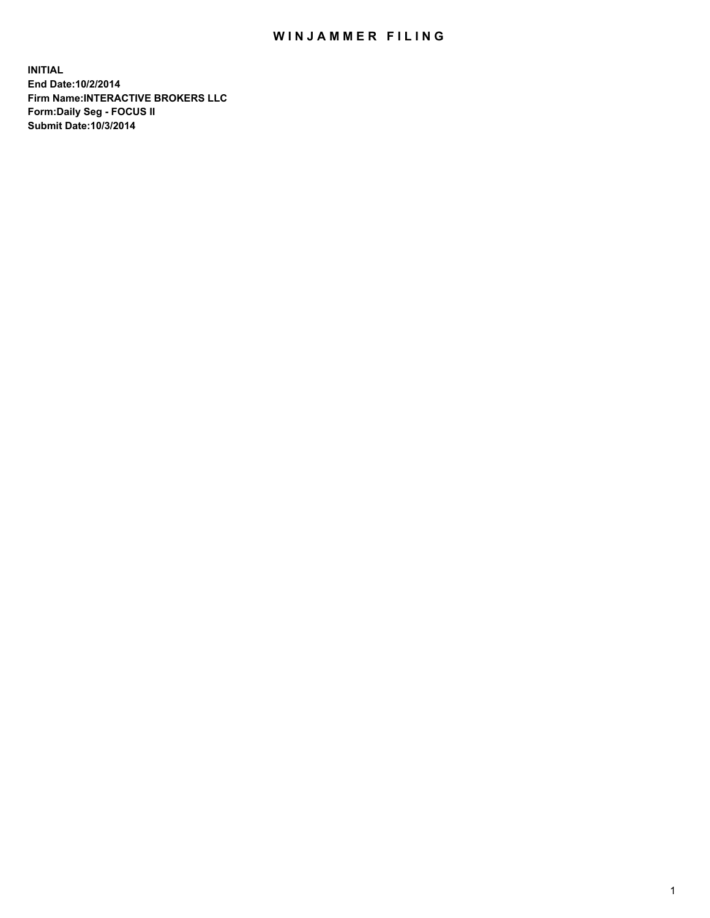# WINJAMMER FILING

**INITIAL**
**End Date:10/2/2014**
**Firm Name:INTERACTIVE BROKERS LLC**
**Form:Daily Seg - FOCUS II**
**Submit Date:10/3/2014**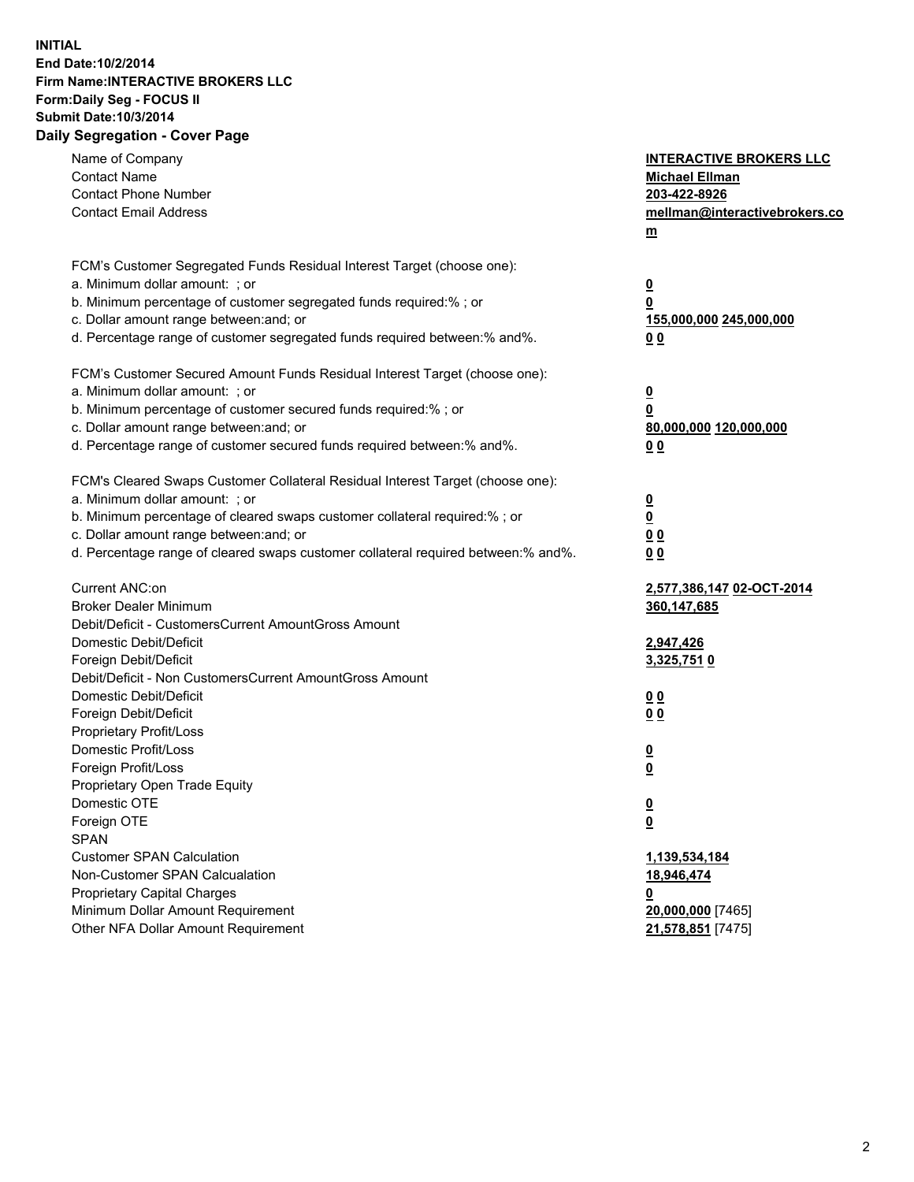**INITIAL**
**End Date:10/2/2014**
**Firm Name:INTERACTIVE BROKERS LLC**
**Form:Daily Seg - FOCUS II**
**Submit Date:10/3/2014**
**Daily Segregation - Cover Page**

| | |
|---|---|
| Name of Company | **INTERACTIVE BROKERS LLC** |
| Contact Name | **Michael Ellman** |
| Contact Phone Number | **203-422-8926** |
| Contact Email Address | **mellman@interactivebrokers.com** |
| FCM's Customer Segregated Funds Residual Interest Target (choose one): | |
| a. Minimum dollar amount: ; or | **0** |
| b. Minimum percentage of customer segregated funds required:% ; or | **0** |
| c. Dollar amount range between:and; or | **155,000,000 245,000,000** |
| d. Percentage range of customer segregated funds required between:% and%. | **0 0** |
| FCM's Customer Secured Amount Funds Residual Interest Target (choose one): | |
| a. Minimum dollar amount: ; or | **0** |
| b. Minimum percentage of customer secured funds required:% ; or | **0** |
| c. Dollar amount range between:and; or | **80,000,000 120,000,000** |
| d. Percentage range of customer secured funds required between:% and%. | **0 0** |
| FCM's Cleared Swaps Customer Collateral Residual Interest Target (choose one): | |
| a. Minimum dollar amount: ; or | **0** |
| b. Minimum percentage of cleared swaps customer collateral required:% ; or | **0** |
| c. Dollar amount range between:and; or | **0 0** |
| d. Percentage range of cleared swaps customer collateral required between:% and%. | **0 0** |
| Current ANC:on | **2,577,386,147 02-OCT-2014** |
| Broker Dealer Minimum | **360,147,685** |
| Debit/Deficit - CustomersCurrent AmountGross Amount | |
| Domestic Debit/Deficit | **2,947,426** |
| Foreign Debit/Deficit | **3,325,751 0** |
| Debit/Deficit - Non CustomersCurrent AmountGross Amount | |
| Domestic Debit/Deficit | **0 0** |
| Foreign Debit/Deficit | **0 0** |
| Proprietary Profit/Loss | |
| Domestic Profit/Loss | **0** |
| Foreign Profit/Loss | **0** |
| Proprietary Open Trade Equity | |
| Domestic OTE | **0** |
| Foreign OTE | **0** |
| SPAN | |
| Customer SPAN Calculation | **1,139,534,184** |
| Non-Customer SPAN Calcualation | **18,946,474** |
| Proprietary Capital Charges | **0** |
| Minimum Dollar Amount Requirement | **20,000,000** [7465] |
| Other NFA Dollar Amount Requirement | **21,578,851** [7475] |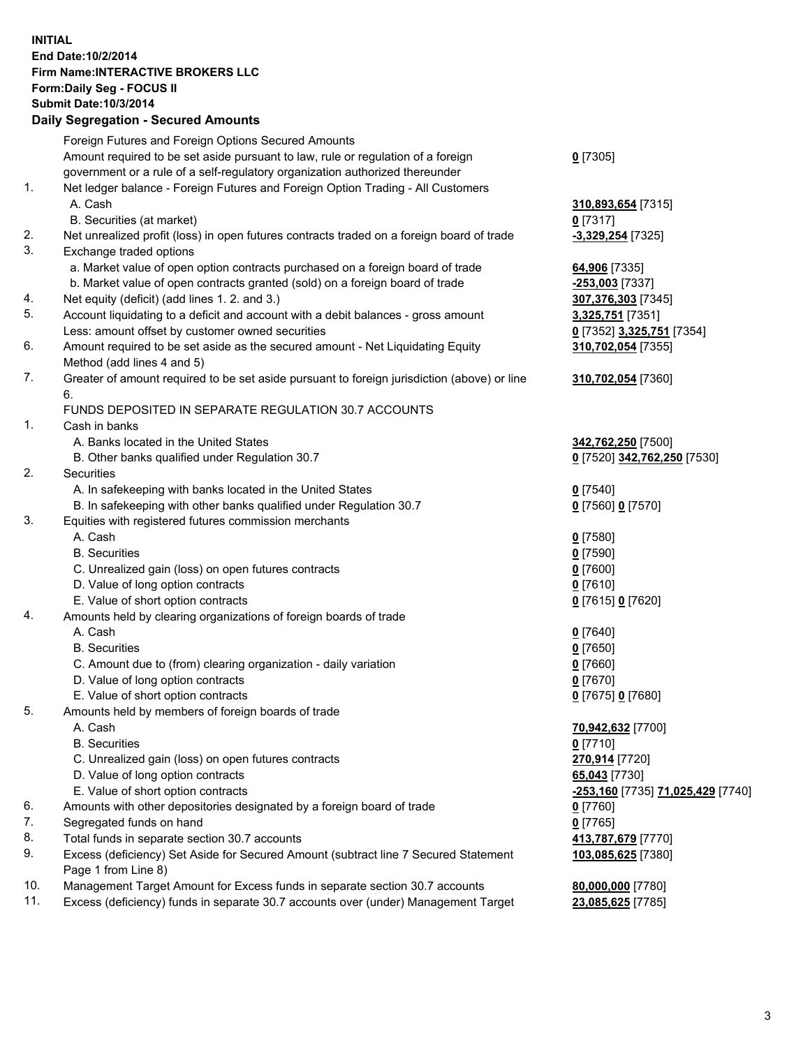**INITIAL**
**End Date:10/2/2014**
**Firm Name:INTERACTIVE BROKERS LLC**
**Form:Daily Seg - FOCUS II**
**Submit Date:10/3/2014**

### Daily Segregation - Secured Amounts

| | | |
|---|---|---|
| | Foreign Futures and Foreign Options Secured Amounts | |
| | Amount required to be set aside pursuant to law, rule or regulation of a foreign government or a rule of a self-regulatory organization authorized thereunder | **0** [7305] |
| 1. | Net ledger balance - Foreign Futures and Foreign Option Trading - All Customers | |
| | A. Cash | **310,893,654** [7315] |
| | B. Securities (at market) | **0** [7317] |
| 2. | Net unrealized profit (loss) in open futures contracts traded on a foreign board of trade | **-3,329,254** [7325] |
| 3. | Exchange traded options | |
| | a. Market value of open option contracts purchased on a foreign board of trade | **64,906** [7335] |
| | b. Market value of open contracts granted (sold) on a foreign board of trade | **-253,003** [7337] |
| 4. | Net equity (deficit) (add lines 1. 2. and 3.) | **307,376,303** [7345] |
| 5. | Account liquidating to a deficit and account with a debit balances - gross amount | **3,325,751** [7351] |
| | Less: amount offset by customer owned securities | **0** [7352] **3,325,751** [7354] |
| 6. | Amount required to be set aside as the secured amount - Net Liquidating Equity Method (add lines 4 and 5) | **310,702,054** [7355] |
| 7. | Greater of amount required to be set aside pursuant to foreign jurisdiction (above) or line 6. | **310,702,054** [7360] |
| | FUNDS DEPOSITED IN SEPARATE REGULATION 30.7 ACCOUNTS | |
| 1. | Cash in banks | |
| | A. Banks located in the United States | **342,762,250** [7500] |
| | B. Other banks qualified under Regulation 30.7 | **0** [7520] **342,762,250** [7530] |
| 2. | Securities | |
| | A. In safekeeping with banks located in the United States | **0** [7540] |
| | B. In safekeeping with other banks qualified under Regulation 30.7 | **0** [7560] **0** [7570] |
| 3. | Equities with registered futures commission merchants | |
| | A. Cash | **0** [7580] |
| | B. Securities | **0** [7590] |
| | C. Unrealized gain (loss) on open futures contracts | **0** [7600] |
| | D. Value of long option contracts | **0** [7610] |
| | E. Value of short option contracts | **0** [7615] **0** [7620] |
| 4. | Amounts held by clearing organizations of foreign boards of trade | |
| | A. Cash | **0** [7640] |
| | B. Securities | **0** [7650] |
| | C. Amount due to (from) clearing organization - daily variation | **0** [7660] |
| | D. Value of long option contracts | **0** [7670] |
| | E. Value of short option contracts | **0** [7675] **0** [7680] |
| 5. | Amounts held by members of foreign boards of trade | |
| | A. Cash | **70,942,632** [7700] |
| | B. Securities | **0** [7710] |
| | C. Unrealized gain (loss) on open futures contracts | **270,914** [7720] |
| | D. Value of long option contracts | **65,043** [7730] |
| | E. Value of short option contracts | **-253,160** [7735] **71,025,429** [7740] |
| 6. | Amounts with other depositories designated by a foreign board of trade | **0** [7760] |
| 7. | Segregated funds on hand | **0** [7765] |
| 8. | Total funds in separate section 30.7 accounts | **413,787,679** [7770] |
| 9. | Excess (deficiency) Set Aside for Secured Amount (subtract line 7 Secured Statement Page 1 from Line 8) | **103,085,625** [7380] |
| 10. | Management Target Amount for Excess funds in separate section 30.7 accounts | **80,000,000** [7780] |
| 11. | Excess (deficiency) funds in separate 30.7 accounts over (under) Management Target | **23,085,625** [7785] |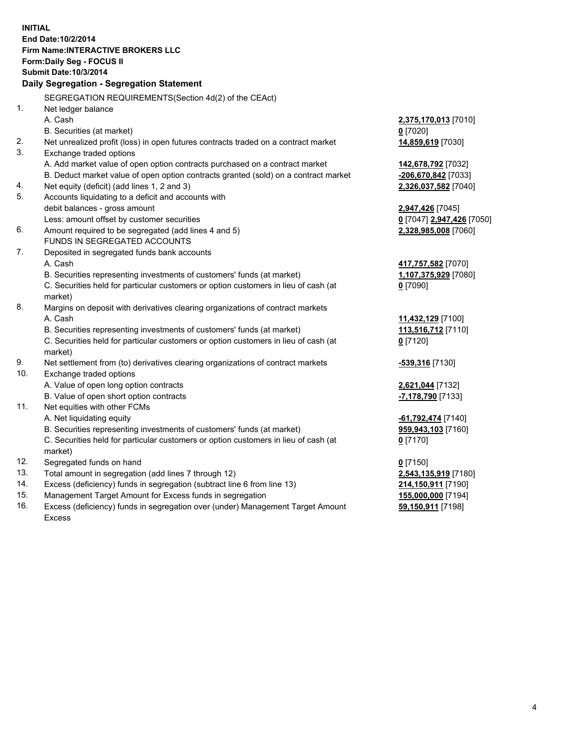**INITIAL**
**End Date:10/2/2014**
**Firm Name:INTERACTIVE BROKERS LLC**
**Form:Daily Seg - FOCUS II**
**Submit Date:10/3/2014**

## Daily Segregation - Segregation Statement

SEGREGATION REQUIREMENTS(Section 4d(2) of the CEAct)

| | | |
|---|---|---|
| 1. | Net ledger balance | |
| | A. Cash | **2,375,170,013** [7010] |
| | B. Securities (at market) | **0** [7020] |
| 2. | Net unrealized profit (loss) in open futures contracts traded on a contract market | **14,859,619** [7030] |
| 3. | Exchange traded options | |
| | A. Add market value of open option contracts purchased on a contract market | **142,678,792** [7032] |
| | B. Deduct market value of open option contracts granted (sold) on a contract market | **-206,670,842** [7033] |
| 4. | Net equity (deficit) (add lines 1, 2 and 3) | **2,326,037,582** [7040] |
| 5. | Accounts liquidating to a deficit and accounts with | |
| | debit balances - gross amount | **2,947,426** [7045] |
| | Less: amount offset by customer securities | **0** [7047] **2,947,426** [7050] |
| 6. | Amount required to be segregated (add lines 4 and 5) | **2,328,985,008** [7060] |
| | FUNDS IN SEGREGATED ACCOUNTS | |
| 7. | Deposited in segregated funds bank accounts | |
| | A. Cash | **417,757,582** [7070] |
| | B. Securities representing investments of customers' funds (at market) | **1,107,375,929** [7080] |
| | C. Securities held for particular customers or option customers in lieu of cash (at market) | **0** [7090] |
| 8. | Margins on deposit with derivatives clearing organizations of contract markets | |
| | A. Cash | **11,432,129** [7100] |
| | B. Securities representing investments of customers' funds (at market) | **113,516,712** [7110] |
| | C. Securities held for particular customers or option customers in lieu of cash (at market) | **0** [7120] |
| 9. | Net settlement from (to) derivatives clearing organizations of contract markets | **-539,316** [7130] |
| 10. | Exchange traded options | |
| | A. Value of open long option contracts | **2,621,044** [7132] |
| | B. Value of open short option contracts | **-7,178,790** [7133] |
| 11. | Net equities with other FCMs | |
| | A. Net liquidating equity | **-61,792,474** [7140] |
| | B. Securities representing investments of customers' funds (at market) | **959,943,103** [7160] |
| | C. Securities held for particular customers or option customers in lieu of cash (at market) | **0** [7170] |
| 12. | Segregated funds on hand | **0** [7150] |
| 13. | Total amount in segregation (add lines 7 through 12) | **2,543,135,919** [7180] |
| 14. | Excess (deficiency) funds in segregation (subtract line 6 from line 13) | **214,150,911** [7190] |
| 15. | Management Target Amount for Excess funds in segregation | **155,000,000** [7194] |
| 16. | Excess (deficiency) funds in segregation over (under) Management Target Amount Excess | **59,150,911** [7198] |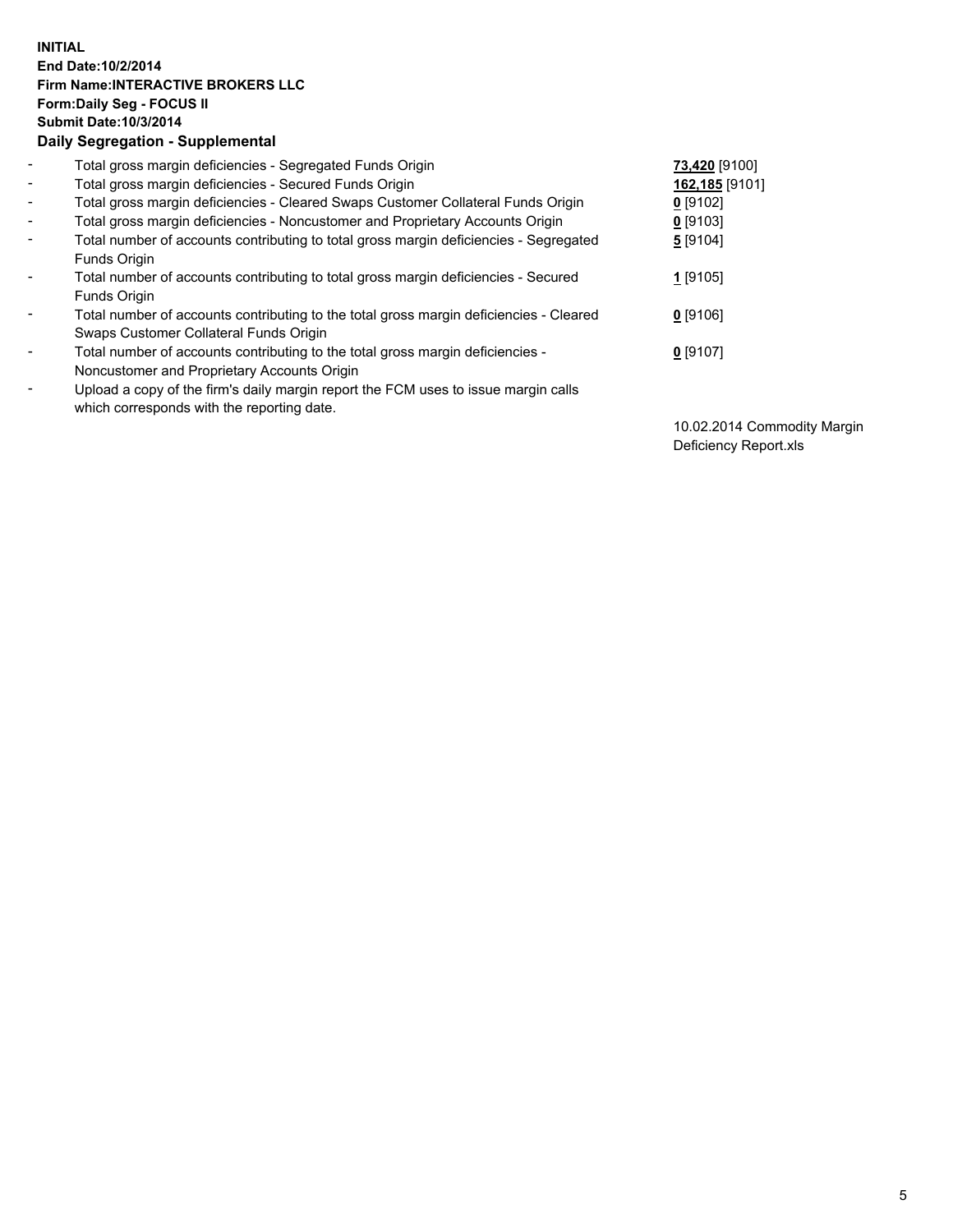**INITIAL**
**End Date:10/2/2014**
**Firm Name:INTERACTIVE BROKERS LLC**
**Form:Daily Seg - FOCUS II**
**Submit Date:10/3/2014**
**Daily Segregation - Supplemental**

| | | |
|---|---|---|
| - | Total gross margin deficiencies - Segregated Funds Origin | **73,420** [9100] |
| - | Total gross margin deficiencies - Secured Funds Origin | **162,185** [9101] |
| - | Total gross margin deficiencies - Cleared Swaps Customer Collateral Funds Origin | **0** [9102] |
| - | Total gross margin deficiencies - Noncustomer and Proprietary Accounts Origin | **0** [9103] |
| - | Total number of accounts contributing to total gross margin deficiencies - Segregated Funds Origin | **5** [9104] |
| - | Total number of accounts contributing to total gross margin deficiencies - Secured Funds Origin | **1** [9105] |
| - | Total number of accounts contributing to the total gross margin deficiencies - Cleared Swaps Customer Collateral Funds Origin | **0** [9106] |
| - | Total number of accounts contributing to the total gross margin deficiencies - Noncustomer and Proprietary Accounts Origin | **0** [9107] |
| - | Upload a copy of the firm's daily margin report the FCM uses to issue margin calls which corresponds with the reporting date. | 10.02.2014 Commodity Margin Deficiency Report.xls |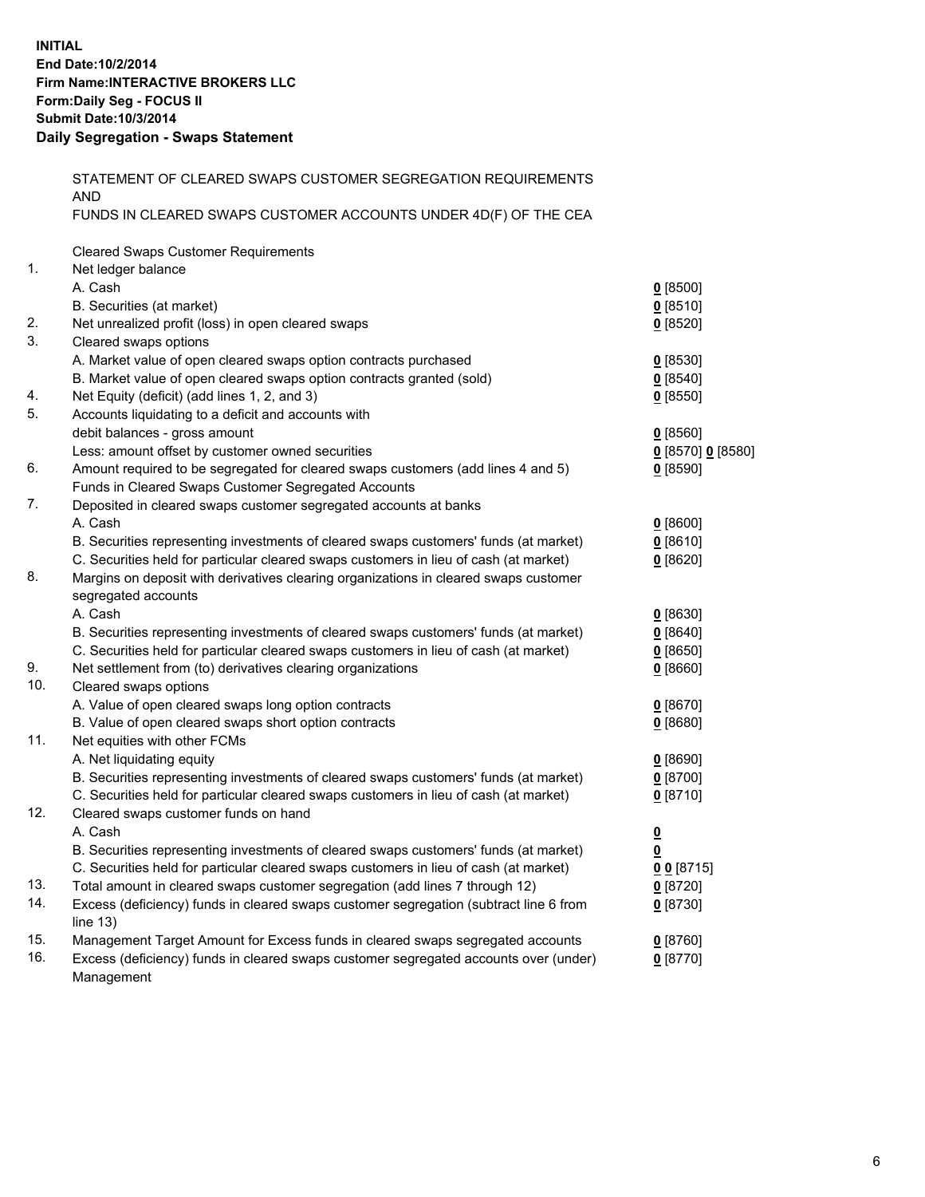**INITIAL**
**End Date:10/2/2014**
**Firm Name:INTERACTIVE BROKERS LLC**
**Form:Daily Seg - FOCUS II**
**Submit Date:10/3/2014**
**Daily Segregation - Swaps Statement**

STATEMENT OF CLEARED SWAPS CUSTOMER SEGREGATION REQUIREMENTS AND FUNDS IN CLEARED SWAPS CUSTOMER ACCOUNTS UNDER 4D(F) OF THE CEA

| | | |
|---|---|---|
| | Cleared Swaps Customer Requirements | |
| 1. | Net ledger balance | |
| | A. Cash | 0 [8500] |
| | B. Securities (at market) | 0 [8510] |
| 2. | Net unrealized profit (loss) in open cleared swaps | 0 [8520] |
| 3. | Cleared swaps options | |
| | A. Market value of open cleared swaps option contracts purchased | 0 [8530] |
| | B. Market value of open cleared swaps option contracts granted (sold) | 0 [8540] |
| 4. | Net Equity (deficit) (add lines 1, 2, and 3) | 0 [8550] |
| 5. | Accounts liquidating to a deficit and accounts with debit balances - gross amount | 0 [8560] |
| | Less: amount offset by customer owned securities | 0 [8570] 0 [8580] |
| 6. | Amount required to be segregated for cleared swaps customers (add lines 4 and 5) | 0 [8590] |
| | Funds in Cleared Swaps Customer Segregated Accounts | |
| 7. | Deposited in cleared swaps customer segregated accounts at banks | |
| | A. Cash | 0 [8600] |
| | B. Securities representing investments of cleared swaps customers' funds (at market) | 0 [8610] |
| | C. Securities held for particular cleared swaps customers in lieu of cash (at market) | 0 [8620] |
| 8. | Margins on deposit with derivatives clearing organizations in cleared swaps customer segregated accounts | |
| | A. Cash | 0 [8630] |
| | B. Securities representing investments of cleared swaps customers' funds (at market) | 0 [8640] |
| | C. Securities held for particular cleared swaps customers in lieu of cash (at market) | 0 [8650] |
| 9. | Net settlement from (to) derivatives clearing organizations | 0 [8660] |
| 10. | Cleared swaps options | |
| | A. Value of open cleared swaps long option contracts | 0 [8670] |
| | B. Value of open cleared swaps short option contracts | 0 [8680] |
| 11. | Net equities with other FCMs | |
| | A. Net liquidating equity | 0 [8690] |
| | B. Securities representing investments of cleared swaps customers' funds (at market) | 0 [8700] |
| | C. Securities held for particular cleared swaps customers in lieu of cash (at market) | 0 [8710] |
| 12. | Cleared swaps customer funds on hand | |
| | A. Cash | 0 |
| | B. Securities representing investments of cleared swaps customers' funds (at market) | 0 |
| | C. Securities held for particular cleared swaps customers in lieu of cash (at market) | 0 0 [8715] |
| 13. | Total amount in cleared swaps customer segregation (add lines 7 through 12) | 0 [8720] |
| 14. | Excess (deficiency) funds in cleared swaps customer segregation (subtract line 6 from line 13) | 0 [8730] |
| 15. | Management Target Amount for Excess funds in cleared swaps segregated accounts | 0 [8760] |
| 16. | Excess (deficiency) funds in cleared swaps customer segregated accounts over (under) Management | 0 [8770] |